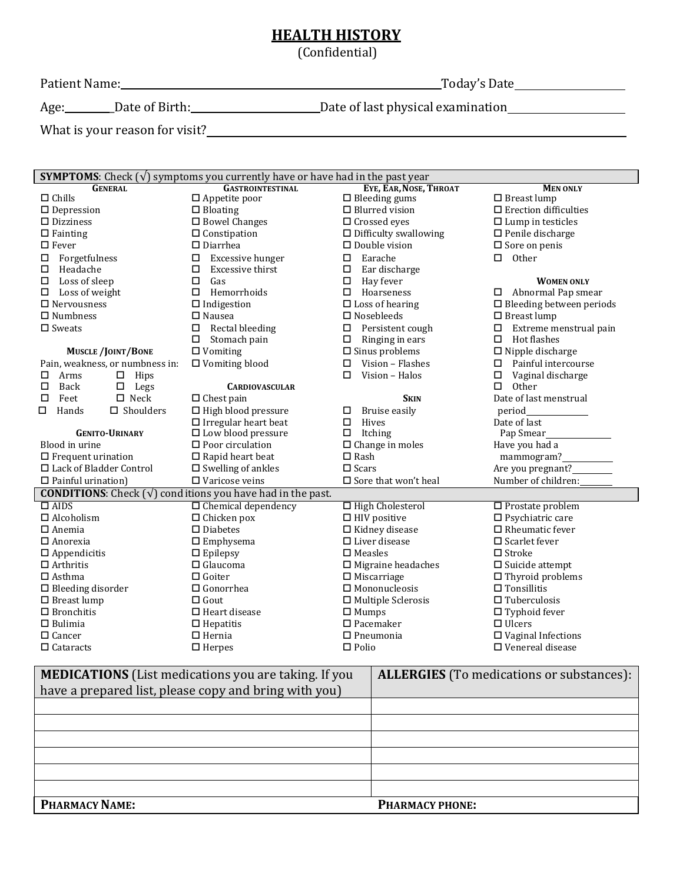# HEALTH HISTORY

(Confidential)

Patient Name:\_\_\_\_\_\_\_\_\_\_\_\_\_\_\_\_\_\_\_\_\_\_\_\_\_\_\_\_\_\_\_\_\_\_\_\_\_\_\_\_ Today's Date\_\_\_\_\_\_\_\_\_\_\_\_\_\_

Age:\_\_\_\_\_\_\_ Date of Birth:\_\_\_\_\_\_\_\_\_\_\_\_\_\_\_\_\_\_ Date of last physical examination\_\_\_\_\_\_\_\_\_\_\_\_\_\_

What is your reason for visit?\_\_\_\_\_\_\_\_\_\_\_\_\_\_\_\_\_\_\_\_\_\_\_\_\_\_\_\_\_\_\_\_\_\_\_\_\_\_\_\_\_\_\_\_\_\_\_\_\_\_

## SYMPTOMS: Check (√) symptoms you currently have or have had in the past year

**GENERAL**
- ☐ Chills
- ☐ Depression
- ☐ Dizziness
- ☐ Fainting
- ☐ Fever
- ☐ Forgetfulness
- ☐ Headache
- ☐ Loss of sleep
- ☐ Loss of weight
- ☐ Nervousness
- ☐ Numbness
- ☐ Sweats

**MUSCLE /JOINT/BONE**

Pain, weakness, or numbness in:
- ☐ Arms
- ☐ Hips
- ☐ Back
- ☐ Legs
- ☐ Feet
- ☐ Neck
- ☐ Hands
- ☐ Shoulders

**GENITO-URINARY**

Blood in urine
- ☐ Frequent urination
- ☐ Lack of Bladder Control
- ☐ Painful urination)

**GASTROINTESTINAL**
- ☐ Appetite poor
- ☐ Bloating
- ☐ Bowel Changes
- ☐ Constipation
- ☐ Diarrhea
- ☐ Excessive hunger
- ☐ Excessive thirst
- ☐ Gas
- ☐ Hemorrhoids
- ☐ Indigestion
- ☐ Nausea
- ☐ Rectal bleeding
- ☐ Stomach pain
- ☐ Vomiting
- ☐ Vomiting blood

**CARDIOVASCULAR**
- ☐ Chest pain
- ☐ High blood pressure
- ☐ Irregular heart beat
- ☐ Low blood pressure
- ☐ Poor circulation
- ☐ Rapid heart beat
- ☐ Swelling of ankles
- ☐ Varicose veins

**EYE, EAR, NOSE, THROAT**
- ☐ Bleeding gums
- ☐ Blurred vision
- ☐ Crossed eyes
- ☐ Difficulty swallowing
- ☐ Double vision
- ☐ Earache
- ☐ Ear discharge
- ☐ Hay fever
- ☐ Hoarseness
- ☐ Loss of hearing
- ☐ Nosebleeds
- ☐ Persistent cough
- ☐ Ringing in ears
- ☐ Sinus problems
- ☐ Vision – Flashes
- ☐ Vision – Halos

**SKIN**
- ☐ Bruise easily
- ☐ Hives
- ☐ Itching
- ☐ Change in moles
- ☐ Rash
- ☐ Scars
- ☐ Sore that won't heal

**MEN ONLY**
- ☐ Breast lump
- ☐ Erection difficulties
- ☐ Lump in testicles
- ☐ Penile discharge
- ☐ Sore on penis
- ☐ Other

**WOMEN ONLY**
- ☐ Abnormal Pap smear
- ☐ Bleeding between periods
- ☐ Breast lump
- ☐ Extreme menstrual pain
- ☐ Hot flashes
- ☐ Nipple discharge
- ☐ Painful intercourse
- ☐ Vaginal discharge
- ☐ Other

Date of last menstrual period\_\_\_\_\_\_\_\_\_\_

Date of last Pap Smear\_\_\_\_\_\_\_\_\_\_

Have you had a mammogram?\_\_\_\_\_\_\_\_

Are you pregnant?\_\_\_\_\_\_\_

Number of children:\_\_\_\_\_\_

## CONDITIONS: Check (√) conditions you have had in the past.

- ☐ AIDS
- ☐ Alcoholism
- ☐ Anemia
- ☐ Anorexia
- ☐ Appendicitis
- ☐ Arthritis
- ☐ Asthma
- ☐ Bleeding disorder
- ☐ Breast lump
- ☐ Bronchitis
- ☐ Bulimia
- ☐ Cancer
- ☐ Cataracts
- ☐ Chemical dependency
- ☐ Chicken pox
- ☐ Diabetes
- ☐ Emphysema
- ☐ Epilepsy
- ☐ Glaucoma
- ☐ Goiter
- ☐ Gonorrhea
- ☐ Gout
- ☐ Heart disease
- ☐ Hepatitis
- ☐ Hernia
- ☐ Herpes
- ☐ High Cholesterol
- ☐ HIV positive
- ☐ Kidney disease
- ☐ Liver disease
- ☐ Measles
- ☐ Migraine headaches
- ☐ Miscarriage
- ☐ Mononucleosis
- ☐ Multiple Sclerosis
- ☐ Mumps
- ☐ Pacemaker
- ☐ Pneumonia
- ☐ Polio
- ☐ Prostate problem
- ☐ Psychiatric care
- ☐ Rheumatic fever
- ☐ Scarlet fever
- ☐ Stroke
- ☐ Suicide attempt
- ☐ Thyroid problems
- ☐ Tonsillitis
- ☐ Tuberculosis
- ☐ Typhoid fever
- ☐ Ulcers
- ☐ Vaginal Infections
- ☐ Venereal disease

| **MEDICATIONS** (List medications you are taking. If you have a prepared list, please copy and bring with you) | **ALLERGIES** (To medications or substances): |
|---|---|
| | |
| | |
| | |
| | |
| | |
| | |
| **PHARMACY NAME:** | **PHARMACY PHONE:** |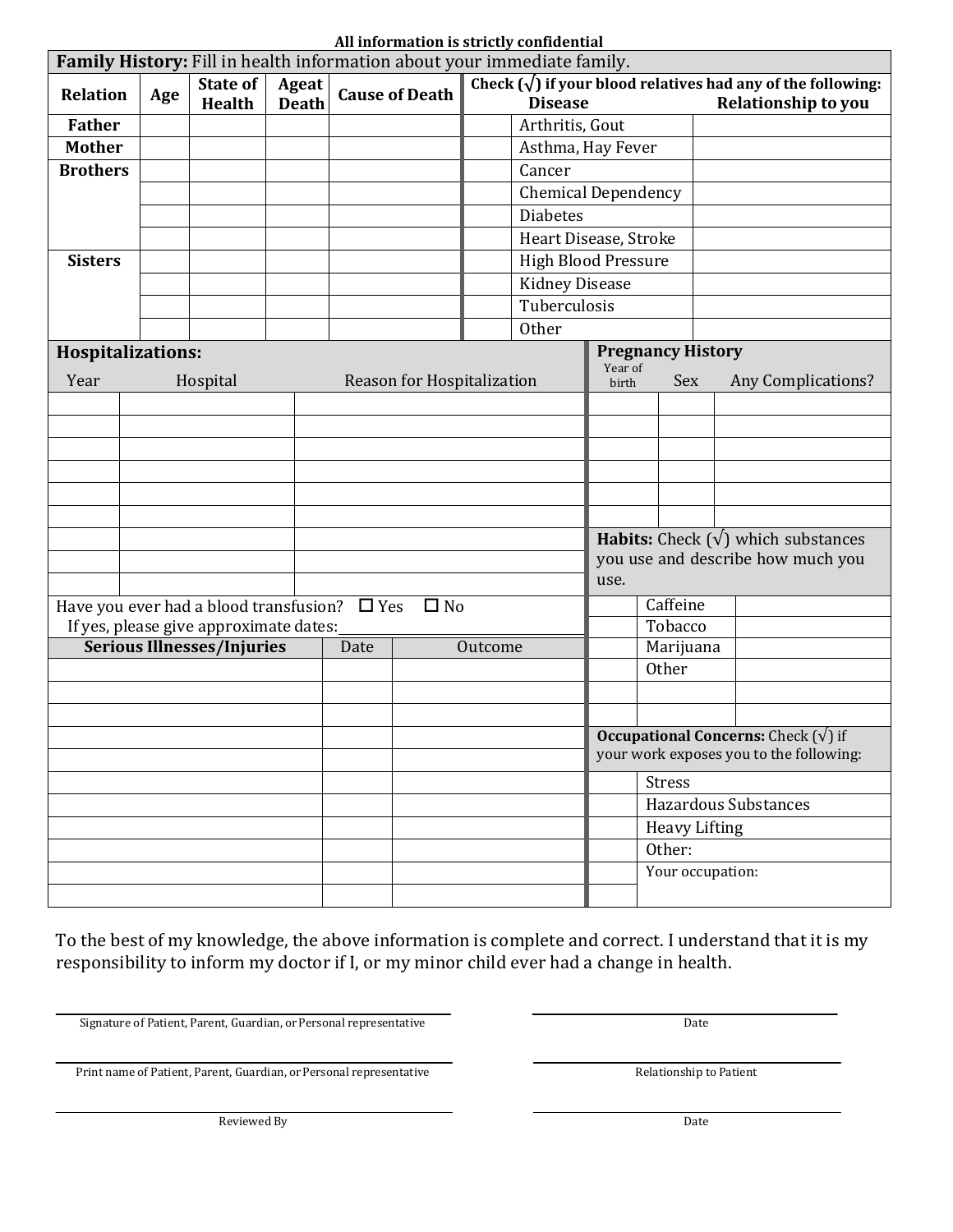**All information is strictly confidential**

**Family History:** Fill in health information about your immediate family.

| Relation | Age | State of Health | Ageat Death | Cause of Death | Check (√) if your blood relatives had any of the following: | Disease | Relationship to you |
|---|---|---|---|---|---|---|---|
| **Father** | | | | | | Arthritis, Gout | |
| **Mother** | | | | | | Asthma, Hay Fever | |
| **Brothers** | | | | | | Cancer | |
| | | | | | | Chemical Dependency | |
| | | | | | | Diabetes | |
| | | | | | | Heart Disease, Stroke | |
| **Sisters** | | | | | | High Blood Pressure | |
| | | | | | | Kidney Disease | |
| | | | | | | Tuberculosis | |
| | | | | | | Other | |

**Hospitalizations:**

| Year | Hospital | Reason for Hospitalization |
|---|---|---|
| | | |
| | | |
| | | |
| | | |
| | | |
| | | |
| | | |
| | | |
| | | |

Have you ever had a blood transfusion? ☐ Yes ☐ No

If yes, please give approximate dates:\_\_\_\_\_\_\_\_\_\_\_\_\_\_\_\_\_\_\_\_\_\_\_\_

| **Serious Illnesses/Injuries** | Date | Outcome |
|---|---|---|
| | | |
| | | |
| | | |
| | | |
| | | |
| | | |
| | | |
| | | |
| | | |
| | | |
| | | |

**Pregnancy History**

| Year of birth | Sex | Any Complications? |
|---|---|---|
| | | |
| | | |
| | | |
| | | |
| | | |

**Habits:** Check (√) which substances you use and describe how much you use.

| | | |
|---|---|---|
| | Caffeine | |
| | Tobacco | |
| | Marijuana | |
| | Other | |
| | | |
| | | |

**Occupational Concerns:** Check (√) if your work exposes you to the following:

| | |
|---|---|
| | Stress |
| | Hazardous Substances |
| | Heavy Lifting |
| | Other: |
| | Your occupation: |

To the best of my knowledge, the above information is complete and correct. I understand that it is my responsibility to inform my doctor if I, or my minor child ever had a change in health.

\_\_\_\_\_\_\_\_\_\_\_\_\_\_\_\_\_\_\_\_\_\_\_\_\_\_\_\_\_\_\_\_\_\_\_\_\_\_\_\_ \_\_\_\_\_\_\_\_\_\_\_\_\_\_\_\_\_\_\_\_\_\_\_\_\_\_\_\_\_\_
Signature of Patient, Parent, Guardian, or Personal representative    Date

\_\_\_\_\_\_\_\_\_\_\_\_\_\_\_\_\_\_\_\_\_\_\_\_\_\_\_\_\_\_\_\_\_\_\_\_\_\_\_\_ \_\_\_\_\_\_\_\_\_\_\_\_\_\_\_\_\_\_\_\_\_\_\_\_\_\_\_\_\_\_
Print name of Patient, Parent, Guardian, or Personal representative    Relationship to Patient

\_\_\_\_\_\_\_\_\_\_\_\_\_\_\_\_\_\_\_\_\_\_\_\_\_\_\_\_\_\_\_\_\_\_\_\_\_\_\_\_ \_\_\_\_\_\_\_\_\_\_\_\_\_\_\_\_\_\_\_\_\_\_\_\_\_\_\_\_\_\_
Reviewed By    Date